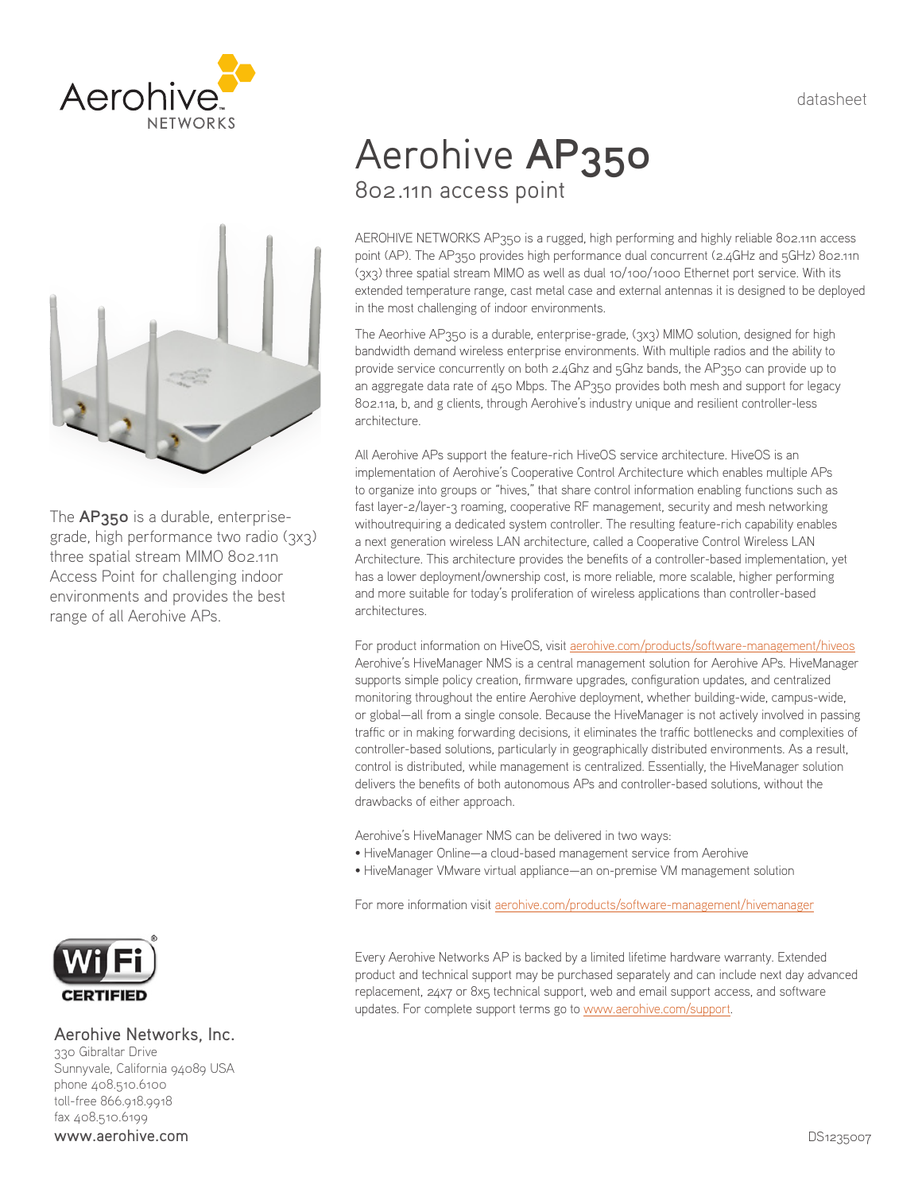datasheet

# Aerohive **AP350**

## 802.11n access point

The **AP350** is a durable, enterprise-grade, high performance two radio (3x3) three spatial stream MIMO 802.11n Access Point for challenging indoor environments and provides the best range of all Aerohive APs.

AEROHIVE NETWORKS AP350 is a rugged, high performing and highly reliable 802.11n access point (AP). The AP350 provides high performance dual concurrent (2.4GHz and 5GHz) 802.11n (3x3) three spatial stream MIMO as well as dual 10/100/1000 Ethernet port service. With its extended temperature range, cast metal case and external antennas it is designed to be deployed in the most challenging of indoor environments.

The Aeorhive AP350 is a durable, enterprise-grade, (3x3) MIMO solution, designed for high bandwidth demand wireless enterprise environments. With multiple radios and the ability to provide service concurrently on both 2.4Ghz and 5Ghz bands, the AP350 can provide up to an aggregate data rate of 450 Mbps. The AP350 provides both mesh and support for legacy 802.11a, b, and g clients, through Aerohive's industry unique and resilient controller-less architecture.

All Aerohive APs support the feature-rich HiveOS service architecture. HiveOS is an implementation of Aerohive's Cooperative Control Architecture which enables multiple APs to organize into groups or "hives," that share control information enabling functions such as fast layer-2/layer-3 roaming, cooperative RF management, security and mesh networking withoutrequiring a dedicated system controller. The resulting feature-rich capability enables a next generation wireless LAN architecture, called a Cooperative Control Wireless LAN Architecture. This architecture provides the benefits of a controller-based implementation, yet has a lower deployment/ownership cost, is more reliable, more scalable, higher performing and more suitable for today's proliferation of wireless applications than controller-based architectures.

For product information on HiveOS, visit aerohive.com/products/software-management/hiveos
Aerohive's HiveManager NMS is a central management solution for Aerohive APs. HiveManager supports simple policy creation, firmware upgrades, configuration updates, and centralized monitoring throughout the entire Aerohive deployment, whether building-wide, campus-wide, or global—all from a single console. Because the HiveManager is not actively involved in passing traffic or in making forwarding decisions, it eliminates the traffic bottlenecks and complexities of controller-based solutions, particularly in geographically distributed environments. As a result, control is distributed, while management is centralized. Essentially, the HiveManager solution delivers the benefits of both autonomous APs and controller-based solutions, without the drawbacks of either approach.

Aerohive's HiveManager NMS can be delivered in two ways:

- HiveManager Online—a cloud-based management service from Aerohive
- HiveManager VMware virtual appliance—an on-premise VM management solution

For more information visit aerohive.com/products/software-management/hivemanager

Every Aerohive Networks AP is backed by a limited lifetime hardware warranty. Extended product and technical support may be purchased separately and can include next day advanced replacement, 24x7 or 8x5 technical support, web and email support access, and software updates. For complete support terms go to www.aerohive.com/support.

**Aerohive Networks, Inc.**
330 Gibraltar Drive
Sunnyvale, California 94089 USA
phone 408.510.6100
toll-free 866.918.9918
fax 408.510.6199
www.aerohive.com

DS1235007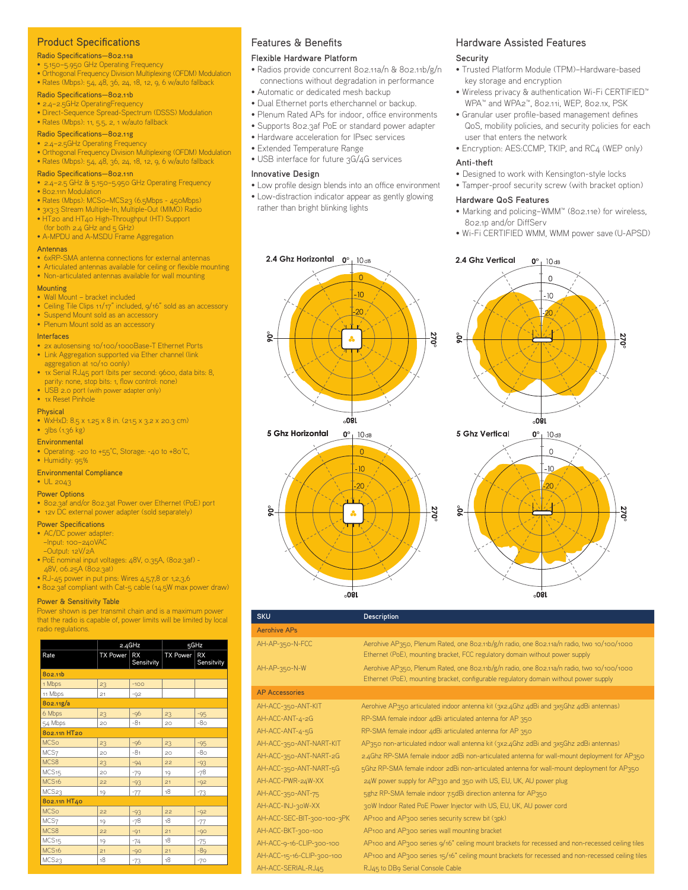## Product Specifications

### Radio Specifications—802.11a

- 5.150–5.950 GHz Operating Frequency
- Orthogonal Frequency Division Multiplexing (OFDM) Modulation
- Rates (Mbps): 54, 48, 36, 24, 18, 12, 9, 6 w/auto fallback

### Radio Specifications—802.11b

- 2.4–2.5GHz OperatingFrequency
- Direct-Sequence Spread-Spectrum (DSSS) Modulation
- Rates (Mbps): 11, 5.5, 2, 1 w/auto fallback

### Radio Specifications—802.11g

- 2.4–2.5GHz Operating Frequency
- Orthogonal Frequency Division Multiplexing (OFDM) Modulation
- Rates (Mbps): 54, 48, 36, 24, 18, 12, 9, 6 w/auto fallback

### Radio Specifications—802.11n

- 2.4–2.5 GHz & 5.150–5.950 GHz Operating Frequency
- 802.11n Modulation
- Rates (Mbps): MCS0–MCS23 (6.5Mbps - 450Mbps)
- 3x3:3 Stream Multiple-In, Multiple-Out (MIMO) Radio
- HT20 and HT40 High-Throughput (HT) Support (for both 2.4 GHz and 5 GHz)
- A-MPDU and A-MSDU Frame Aggregation

### Antennas

- 6xRP-SMA antenna connections for external antennas
- Articulated antennas available for ceiling or flexible mounting
- Non-articulated antennas available for wall mounting

### Mounting

- Wall Mount – bracket included
- Ceiling Tile Clips 11/17" included, 9/16" sold as an accessory
- Suspend Mount sold as an accessory
- Plenum Mount sold as an accessory

### Interfaces

- 2x autosensing 10/100/1000Base-T Ethernet Ports
- Link Aggregation supported via Ether channel (link aggregation at 10/10 oonly)
- 1x Serial RJ45 port (bits per second: 9600, data bits: 8, parity: none, stop bits: 1, flow control: none)
- USB 2.0 port (with power adapter only)
- 1x Reset Pinhole

### Physical

- WxHxD: 8.5 x 1.25 x 8 in. (21.5 x 3.2 x 20.3 cm)
- 3lbs (1.36 kg)

### Environmental

- Operating: -20 to +55°C, Storage: -40 to +80°C,
- Humidity: 95%

### Environmental Compliance

- UL 2043

### Power Options

- 802.3af and/or 802.3at Power over Ethernet (PoE) port
- 12v DC external power adapter (sold separately)

### Power Specifications

- AC/DC power adapter:
  - –Input: 100–240VAC
  - –Output: 12V/2A
- PoE nominal input voltages: 48V, 0.35A, (802.3af) - 48V, 06.25A (802.3at)
- RJ-45 power in put pins: Wires 4,5,7,8 or 1,2,3,6
- 802.3af compliant with Cat-5 cable (14.5W max power draw)

### Power & Sensitivity Table

Power shown is per transmit chain and is a maximum power that the radio is capable of, power limits will be limited by local radio regulations.

| | 2.4GHz | | 5GHz | |
|---|---|---|---|---|
| Rate | TX Power | RX Sensitivity | TX Power | RX Sensitivity |
| **802.11b** | | | | |
| 1 Mbps | 23 | -100 | | |
| 11 Mbps | 21 | -92 | | |
| **802.11g/a** | | | | |
| 6 Mbps | 23 | -96 | 23 | -95 |
| 54 Mbps | 20 | -81 | 20 | -80 |
| **802.11n HT20** | | | | |
| MCS0 | 23 | -96 | 23 | -95 |
| MCS7 | 20 | -81 | 20 | -80 |
| MCS8 | 23 | -94 | 22 | -93 |
| MCS15 | 20 | -79 | 19 | -78 |
| MCS16 | 22 | -93 | 21 | -92 |
| MCS23 | 19 | -77 | 18 | -73 |
| **802.11n HT40** | | | | |
| MCS0 | 22 | -93 | 22 | -92 |
| MCS7 | 19 | -78 | 18 | -77 |
| MCS8 | 22 | -91 | 21 | -90 |
| MCS15 | 19 | -74 | 18 | -75 |
| MCS16 | 21 | -90 | 21 | -89 |
| MCS23 | 18 | -73 | 18 | -70 |

## Features & Benefits

### Flexible Hardware Platform

- Radios provide concurrent 802.11a/n & 802.11b/g/n connections without degradation in performance
- Automatic or dedicated mesh backup
- Dual Ethernet ports etherchannel or backup.
- Plenum Rated APs for indoor, office environments
- Supports 802.3af PoE or standard power adapter
- Hardware acceleration for IPsec services
- Extended Temperature Range
- USB interface for future 3G/4G services

### Innovative Design

- Low profile design blends into an office environment
- Low-distraction indicator appear as gently glowing rather than bright blinking lights

## Hardware Assisted Features

### Security

- Trusted Platform Module (TPM)–Hardware-based key storage and encryption
- Wireless privacy & authentication Wi-Fi CERTIFIED™ WPA™ and WPA2™, 802.11i, WEP, 802.1x, PSK
- Granular user profile-based management defines QoS, mobility policies, and security policies for each user that enters the network
- Encryption: AES:CCMP, TKIP, and RC4 (WEP only)

### Anti-theft

- Designed to work with Kensington-style locks
- Tamper-proof security screw (with bracket option)

### Hardware QoS Features

- Marking and policing–WMM™ (802.11e) for wireless, 802.1p and/or DiffServ
- Wi-Fi CERTIFIED WMM, WMM power save (U-APSD)

**2.4 Ghz Horizontal**
0° 10dB 0 -10 -20 90° 270° 180°

**2.4 Ghz Vertical**
0° 10dB 0 -10 -20 90° 270° 180°

**5 Ghz Horizontal**
0° 10dB 0 -10 -20 90° 270° 180°

**5 Ghz Vertical**
0° 10dB 0 -10 -20 90° 270° 180°

| SKU | Description |
|---|---|
| **Aerohive APs** | |
| AH-AP-350-N-FCC | Aerohive AP350, Plenum Rated, one 802.11b/g/n radio, one 802.11a/n radio, two 10/100/1000 Ethernet (PoE), mounting bracket, FCC regulatory domain without power supply |
| AH-AP-350-N-W | Aerohive AP350, Plenum Rated, one 802.11b/g/n radio, one 802.11a/n radio, two 10/100/1000 Ethernet (PoE), mounting bracket, configurable regulatory domain without power supply |
| **AP Accessories** | |
| AH-ACC-350-ANT-KIT | Aerohive AP350 articulated indoor antenna kit (3x2.4Ghz 4dBi and 3x5Ghz 4dBi antennas) |
| AH-ACC-ANT-4-2G | RP-SMA female indoor 4dBi articulated antenna for AP 350 |
| AH-ACC-ANT-4-5G | RP-SMA female indoor 4dBi articulated antenna for AP 350 |
| AH-ACC-350-ANT-NART-KIT | AP350 non-articulated indoor wall antenna kit (3x2.4Ghz 2dBi and 3x5Ghz 2dBi antennas) |
| AH-ACC-350-ANT-NART-2G | 2.4Ghz RP-SMA female indoor 2dBi non-articulated antenna for wall-mount deployment for AP350 |
| AH-ACC-350-ANT-NART-5G | 5Ghz RP-SMA female indoor 2dBi non-articulated antenna for wall-mount deployment for AP350 |
| AH-ACC-PWR-24W-XX | 24W power supply for AP330 and 350 with US, EU, UK, AU power plug |
| AH-ACC-350-ANT-75 | 5ghz RP-SMA female indoor 7.5dBi direction antenna for AP350 |
| AH-ACC-INJ-30W-XX | 30W Indoor Rated PoE Power Injector with US, EU, UK, AU power cord |
| AH-ACC-SEC-BIT-300-100-3PK | AP100 and AP300 series security screw bit (3pk) |
| AH-ACC-BKT-300-100 | AP100 and AP300 series wall mounting bracket |
| AH-ACC-9-16-CLIP-300-100 | AP100 and AP300 series 9/16" ceiling mount brackets for recessed and non-recessed ceiling tiles |
| AH-ACC-15-16-CLIP-300-100 | AP100 and AP300 series 15/16" ceiling mount brackets for recessed and non-recessed ceiling tiles |
| AH-ACC-SERIAL-RJ45 | RJ45 to DB9 Serial Console Cable |